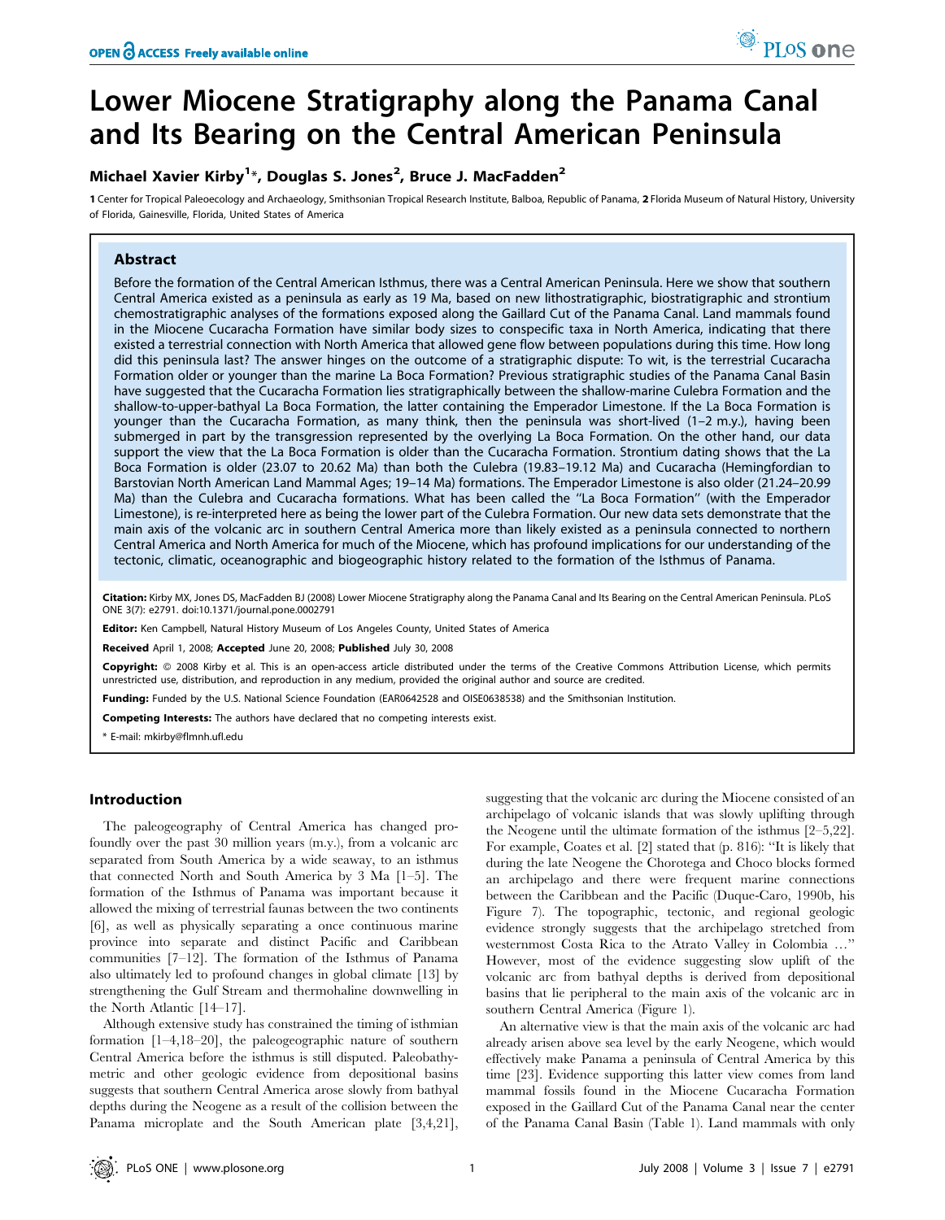# Lower Miocene Stratigraphy along the Panama Canal and Its Bearing on the Central American Peninsula

**Michael Xavier Kirby[1]*, Douglas S. Jones[2], Bruce J. MacFadden[2]**

1 Center for Tropical Paleoecology and Archaeology, Smithsonian Tropical Research Institute, Balboa, Republic of Panama, 2 Florida Museum of Natural History, University of Florida, Gainesville, Florida, United States of America

## Abstract

Before the formation of the Central American Isthmus, there was a Central American Peninsula. Here we show that southern Central America existed as a peninsula as early as 19 Ma, based on new lithostratigraphic, biostratigraphic and strontium chemostratigraphic analyses of the formations exposed along the Gaillard Cut of the Panama Canal. Land mammals found in the Miocene Cucaracha Formation have similar body sizes to conspecific taxa in North America, indicating that there existed a terrestrial connection with North America that allowed gene flow between populations during this time. How long did this peninsula last? The answer hinges on the outcome of a stratigraphic dispute: To wit, is the terrestrial Cucaracha Formation older or younger than the marine La Boca Formation? Previous stratigraphic studies of the Panama Canal Basin have suggested that the Cucaracha Formation lies stratigraphically between the shallow-marine Culebra Formation and the shallow-to-upper-bathyal La Boca Formation, the latter containing the Emperador Limestone. If the La Boca Formation is younger than the Cucaracha Formation, as many think, then the peninsula was short-lived (1–2 m.y.), having been submerged in part by the transgression represented by the overlying La Boca Formation. On the other hand, our data support the view that the La Boca Formation is older than the Cucaracha Formation. Strontium dating shows that the La Boca Formation is older (23.07 to 20.62 Ma) than both the Culebra (19.83–19.12 Ma) and Cucaracha (Hemingfordian to Barstovian North American Land Mammal Ages; 19–14 Ma) formations. The Emperador Limestone is also older (21.24–20.99 Ma) than the Culebra and Cucaracha formations. What has been called the "La Boca Formation" (with the Emperador Limestone), is re-interpreted here as being the lower part of the Culebra Formation. Our new data sets demonstrate that the main axis of the volcanic arc in southern Central America more than likely existed as a peninsula connected to northern Central America and North America for much of the Miocene, which has profound implications for our understanding of the tectonic, climatic, oceanographic and biogeographic history related to the formation of the Isthmus of Panama.

**Citation:** Kirby MX, Jones DS, MacFadden BJ (2008) Lower Miocene Stratigraphy along the Panama Canal and Its Bearing on the Central American Peninsula. PLoS ONE 3(7): e2791. doi:10.1371/journal.pone.0002791

**Editor:** Ken Campbell, Natural History Museum of Los Angeles County, United States of America

**Received** April 1, 2008; **Accepted** June 20, 2008; **Published** July 30, 2008

**Copyright:** © 2008 Kirby et al. This is an open-access article distributed under the terms of the Creative Commons Attribution License, which permits unrestricted use, distribution, and reproduction in any medium, provided the original author and source are credited.

**Funding:** Funded by the U.S. National Science Foundation (EAR0642528 and OISE0638538) and the Smithsonian Institution.

**Competing Interests:** The authors have declared that no competing interests exist.

\* E-mail: mkirby@flmnh.ufl.edu

## Introduction

The paleogeography of Central America has changed profoundly over the past 30 million years (m.y.), from a volcanic arc separated from South America by a wide seaway, to an isthmus that connected North and South America by 3 Ma [1–5]. The formation of the Isthmus of Panama was important because it allowed the mixing of terrestrial faunas between the two continents [6], as well as physically separating a once continuous marine province into separate and distinct Pacific and Caribbean communities [7–12]. The formation of the Isthmus of Panama also ultimately led to profound changes in global climate [13] by strengthening the Gulf Stream and thermohaline downwelling in the North Atlantic [14–17].

Although extensive study has constrained the timing of isthmian formation [1–4,18–20], the paleogeographic nature of southern Central America before the isthmus is still disputed. Paleobathymetric and other geologic evidence from depositional basins suggests that southern Central America arose slowly from bathyal depths during the Neogene as a result of the collision between the Panama microplate and the South American plate [3,4,21], suggesting that the volcanic arc during the Miocene consisted of an archipelago of volcanic islands that was slowly uplifting through the Neogene until the ultimate formation of the isthmus [2–5,22]. For example, Coates et al. [2] stated that (p. 816): "It is likely that during the late Neogene the Chorotega and Choco blocks formed an archipelago and there were frequent marine connections between the Caribbean and the Pacific (Duque-Caro, 1990b, his Figure 7). The topographic, tectonic, and regional geologic evidence strongly suggests that the archipelago stretched from westernmost Costa Rica to the Atrato Valley in Colombia …" However, most of the evidence suggesting slow uplift of the volcanic arc from bathyal depths is derived from depositional basins that lie peripheral to the main axis of the volcanic arc in southern Central America (Figure 1).

An alternative view is that the main axis of the volcanic arc had already arisen above sea level by the early Neogene, which would effectively make Panama a peninsula of Central America by this time [23]. Evidence supporting this latter view comes from land mammal fossils found in the Miocene Cucaracha Formation exposed in the Gaillard Cut of the Panama Canal near the center of the Panama Canal Basin (Table 1). Land mammals with only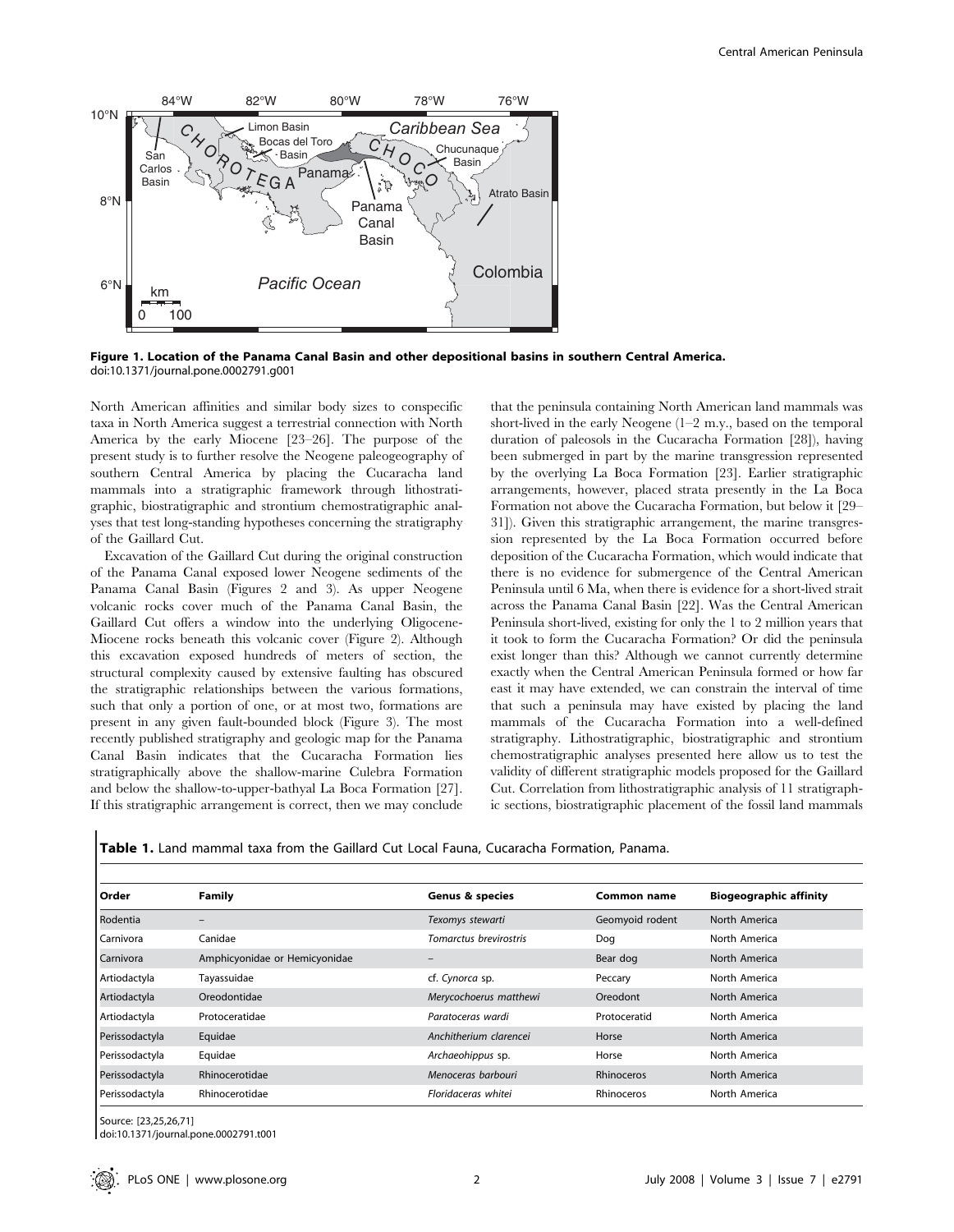**Figure 1. Location of the Panama Canal Basin and other depositional basins in southern Central America.**
doi:10.1371/journal.pone.0002791.g001

North American affinities and similar body sizes to conspecific taxa in North America suggest a terrestrial connection with North America by the early Miocene [23–26]. The purpose of the present study is to further resolve the Neogene paleogeography of southern Central America by placing the Cucaracha land mammals into a stratigraphic framework through lithostratigraphic, biostratigraphic and strontium chemostratigraphic analyses that test long-standing hypotheses concerning the stratigraphy of the Gaillard Cut.

Excavation of the Gaillard Cut during the original construction of the Panama Canal exposed lower Neogene sediments of the Panama Canal Basin (Figures 2 and 3). As upper Neogene volcanic rocks cover much of the Panama Canal Basin, the Gaillard Cut offers a window into the underlying Oligocene-Miocene rocks beneath this volcanic cover (Figure 2). Although this excavation exposed hundreds of meters of section, the structural complexity caused by extensive faulting has obscured the stratigraphic relationships between the various formations, such that only a portion of one, or at most two, formations are present in any given fault-bounded block (Figure 3). The most recently published stratigraphy and geologic map for the Panama Canal Basin indicates that the Cucaracha Formation lies stratigraphically above the shallow-marine Culebra Formation and below the shallow-to-upper-bathyal La Boca Formation [27]. If this stratigraphic arrangement is correct, then we may conclude that the peninsula containing North American land mammals was short-lived in the early Neogene (1–2 m.y., based on the temporal duration of paleosols in the Cucaracha Formation [28]), having been submerged in part by the marine transgression represented by the overlying La Boca Formation [23]. Earlier stratigraphic arrangements, however, placed strata presently in the La Boca Formation not above the Cucaracha Formation, but below it [29–31]). Given this stratigraphic arrangement, the marine transgression represented by the La Boca Formation occurred before deposition of the Cucaracha Formation, which would indicate that there is no evidence for submergence of the Central American Peninsula until 6 Ma, when there is evidence for a short-lived strait across the Panama Canal Basin [22]. Was the Central American Peninsula short-lived, existing for only the 1 to 2 million years that it took to form the Cucaracha Formation? Or did the peninsula exist longer than this? Although we cannot currently determine exactly when the Central American Peninsula formed or how far east it may have extended, we can constrain the interval of time that such a peninsula may have existed by placing the land mammals of the Cucaracha Formation into a well-defined stratigraphy. Lithostratigraphic, biostratigraphic and strontium chemostratigraphic analyses presented here allow us to test the validity of different stratigraphic models proposed for the Gaillard Cut. Correlation from lithostratigraphic analysis of 11 stratigraphic sections, biostratigraphic placement of the fossil land mammals

**Table 1.** Land mammal taxa from the Gaillard Cut Local Fauna, Cucaracha Formation, Panama.

| Order | Family | Genus & species | Common name | Biogeographic affinity |
|---|---|---|---|---|
| Rodentia | – | *Texomys stewarti* | Geomyoid rodent | North America |
| Carnivora | Canidae | *Tomarctus brevirostris* | Dog | North America |
| Carnivora | Amphicyonidae or Hemicyonidae | – | Bear dog | North America |
| Artiodactyla | Tayassuidae | cf. *Cynorca* sp. | Peccary | North America |
| Artiodactyla | Oreodontidae | *Merycochoerus matthewi* | Oreodont | North America |
| Artiodactyla | Protoceratidae | *Paratoceras wardi* | Protoceratid | North America |
| Perissodactyla | Equidae | *Anchitherium clarencei* | Horse | North America |
| Perissodactyla | Equidae | *Archaeohippus* sp. | Horse | North America |
| Perissodactyla | Rhinocerotidae | *Menoceras barbouri* | Rhinoceros | North America |
| Perissodactyla | Rhinocerotidae | *Floridaceras whitei* | Rhinoceros | North America |

Source: [23,25,26,71]
doi:10.1371/journal.pone.0002791.t001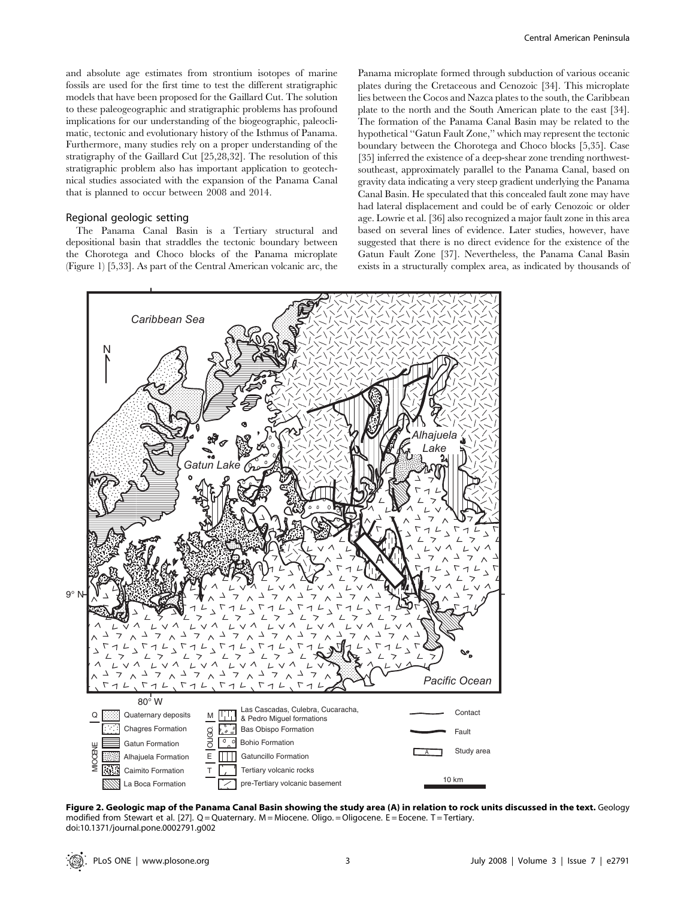and absolute age estimates from strontium isotopes of marine fossils are used for the first time to test the different stratigraphic models that have been proposed for the Gaillard Cut. The solution to these paleogeographic and stratigraphic problems has profound implications for our understanding of the biogeographic, paleoclimatic, tectonic and evolutionary history of the Isthmus of Panama. Furthermore, many studies rely on a proper understanding of the stratigraphy of the Gaillard Cut [25,28,32]. The resolution of this stratigraphic problem also has important application to geotechnical studies associated with the expansion of the Panama Canal that is planned to occur between 2008 and 2014.

## Regional geologic setting

The Panama Canal Basin is a Tertiary structural and depositional basin that straddles the tectonic boundary between the Chorotega and Choco blocks of the Panama microplate (Figure 1) [5,33]. As part of the Central American volcanic arc, the Panama microplate formed through subduction of various oceanic plates during the Cretaceous and Cenozoic [34]. This microplate lies between the Cocos and Nazca plates to the south, the Caribbean plate to the north and the South American plate to the east [34]. The formation of the Panama Canal Basin may be related to the hypothetical "Gatun Fault Zone," which may represent the tectonic boundary between the Chorotega and Choco blocks [5,35]. Case [35] inferred the existence of a deep-shear zone trending northwest-southeast, approximately parallel to the Panama Canal, based on gravity data indicating a very steep gradient underlying the Panama Canal Basin. He speculated that this concealed fault zone may have had lateral displacement and could be of early Cenozoic or older age. Lowrie et al. [36] also recognized a major fault zone in this area based on several lines of evidence. Later studies, however, have suggested that there is no direct evidence for the existence of the Gatun Fault Zone [37]. Nevertheless, the Panama Canal Basin exists in a structurally complex area, as indicated by thousands of

**Figure 2. Geologic map of the Panama Canal Basin showing the study area (A) in relation to rock units discussed in the text.** Geology modified from Stewart et al. [27]. Q = Quaternary. M = Miocene. Oligo. = Oligocene. E = Eocene. T = Tertiary.
doi:10.1371/journal.pone.0002791.g002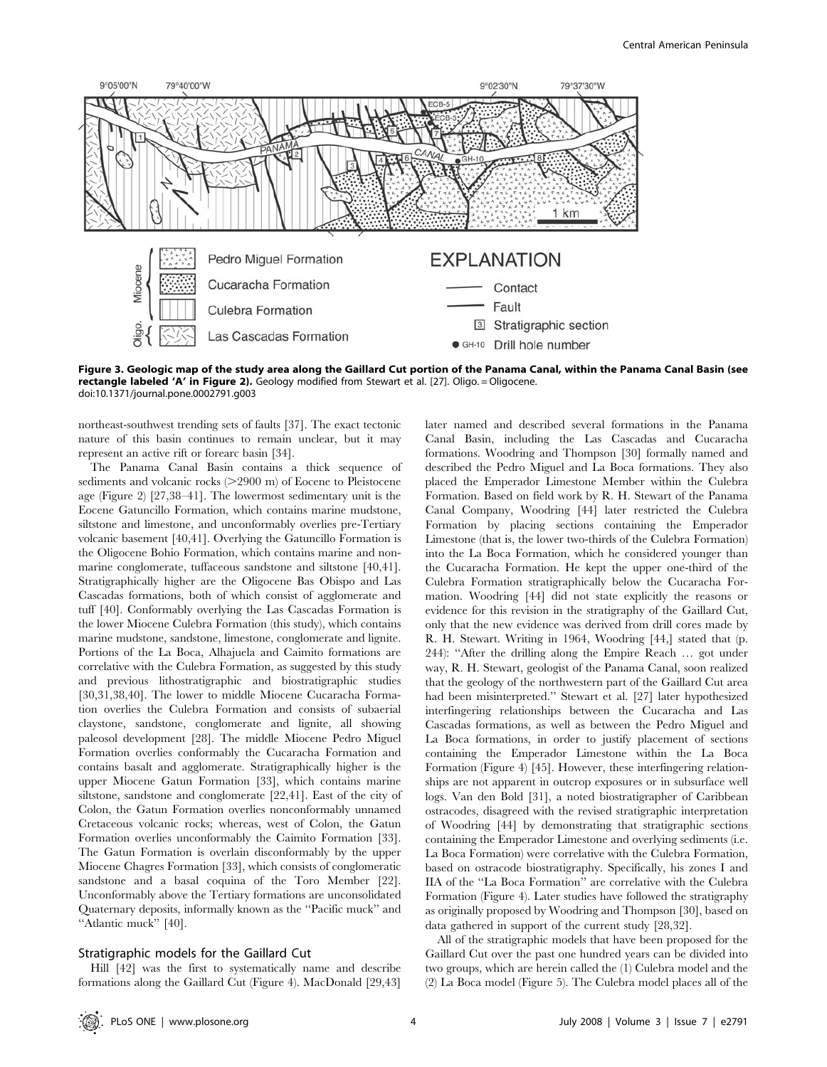**Figure 3. Geologic map of the study area along the Gaillard Cut portion of the Panama Canal, within the Panama Canal Basin (see rectangle labeled 'A' in Figure 2).** Geology modified from Stewart et al. [27]. Oligo. = Oligocene.
doi:10.1371/journal.pone.0002791.g003

northeast-southwest trending sets of faults [37]. The exact tectonic nature of this basin continues to remain unclear, but it may represent an active rift or forearc basin [34].

The Panama Canal Basin contains a thick sequence of sediments and volcanic rocks (>2900 m) of Eocene to Pleistocene age (Figure 2) [27,38–41]. The lowermost sedimentary unit is the Eocene Gatuncillo Formation, which contains marine mudstone, siltstone and limestone, and unconformably overlies pre-Tertiary volcanic basement [40,41]. Overlying the Gatuncillo Formation is the Oligocene Bohio Formation, which contains marine and non-marine conglomerate, tuffaceous sandstone and siltstone [40,41]. Stratigraphically higher are the Oligocene Bas Obispo and Las Cascadas formations, both of which consist of agglomerate and tuff [40]. Conformably overlying the Las Cascadas Formation is the lower Miocene Culebra Formation (this study), which contains marine mudstone, sandstone, limestone, conglomerate and lignite. Portions of the La Boca, Alhajuela and Caimito formations are correlative with the Culebra Formation, as suggested by this study and previous lithostratigraphic and biostratigraphic studies [30,31,38,40]. The lower to middle Miocene Cucaracha Formation overlies the Culebra Formation and consists of subaerial claystone, sandstone, conglomerate and lignite, all showing paleosol development [28]. The middle Miocene Pedro Miguel Formation overlies conformably the Cucaracha Formation and contains basalt and agglomerate. Stratigraphically higher is the upper Miocene Gatun Formation [33], which contains marine siltstone, sandstone and conglomerate [22,41]. East of the city of Colon, the Gatun Formation overlies nonconformably unnamed Cretaceous volcanic rocks; whereas, west of Colon, the Gatun Formation overlies unconformably the Caimito Formation [33]. The Gatun Formation is overlain disconformably by the upper Miocene Chagres Formation [33], which consists of conglomeratic sandstone and a basal coquina of the Toro Member [22]. Unconformably above the Tertiary formations are unconsolidated Quaternary deposits, informally known as the "Pacific muck" and "Atlantic muck" [40].

## Stratigraphic models for the Gaillard Cut

Hill [42] was the first to systematically name and describe formations along the Gaillard Cut (Figure 4). MacDonald [29,43] later named and described several formations in the Panama Canal Basin, including the Las Cascadas and Cucaracha formations. Woodring and Thompson [30] formally named and described the Pedro Miguel and La Boca formations. They also placed the Emperador Limestone Member within the Culebra Formation. Based on field work by R. H. Stewart of the Panama Canal Company, Woodring [44] later restricted the Culebra Formation by placing sections containing the Emperador Limestone (that is, the lower two-thirds of the Culebra Formation) into the La Boca Formation, which he considered younger than the Cucaracha Formation. He kept the upper one-third of the Culebra Formation stratigraphically below the Cucaracha Formation. Woodring [44] did not state explicitly the reasons or evidence for this revision in the stratigraphy of the Gaillard Cut, only that the new evidence was derived from drill cores made by R. H. Stewart. Writing in 1964, Woodring [44,] stated that (p. 244): "After the drilling along the Empire Reach … got under way, R. H. Stewart, geologist of the Panama Canal, soon realized that the geology of the northwestern part of the Gaillard Cut area had been misinterpreted." Stewart et al. [27] later hypothesized interfingering relationships between the Cucaracha and Las Cascadas formations, as well as between the Pedro Miguel and La Boca formations, in order to justify placement of sections containing the Emperador Limestone within the La Boca Formation (Figure 4) [45]. However, these interfingering relationships are not apparent in outcrop exposures or in subsurface well logs. Van den Bold [31], a noted biostratigrapher of Caribbean ostracodes, disagreed with the revised stratigraphic interpretation of Woodring [44] by demonstrating that stratigraphic sections containing the Emperador Limestone and overlying sediments (i.e. La Boca Formation) were correlative with the Culebra Formation, based on ostracode biostratigraphy. Specifically, his zones I and IIA of the "La Boca Formation" are correlative with the Culebra Formation (Figure 4). Later studies have followed the stratigraphy as originally proposed by Woodring and Thompson [30], based on data gathered in support of the current study [28,32].

All of the stratigraphic models that have been proposed for the Gaillard Cut over the past one hundred years can be divided into two groups, which are herein called the (1) Culebra model and the (2) La Boca model (Figure 5). The Culebra model places all of the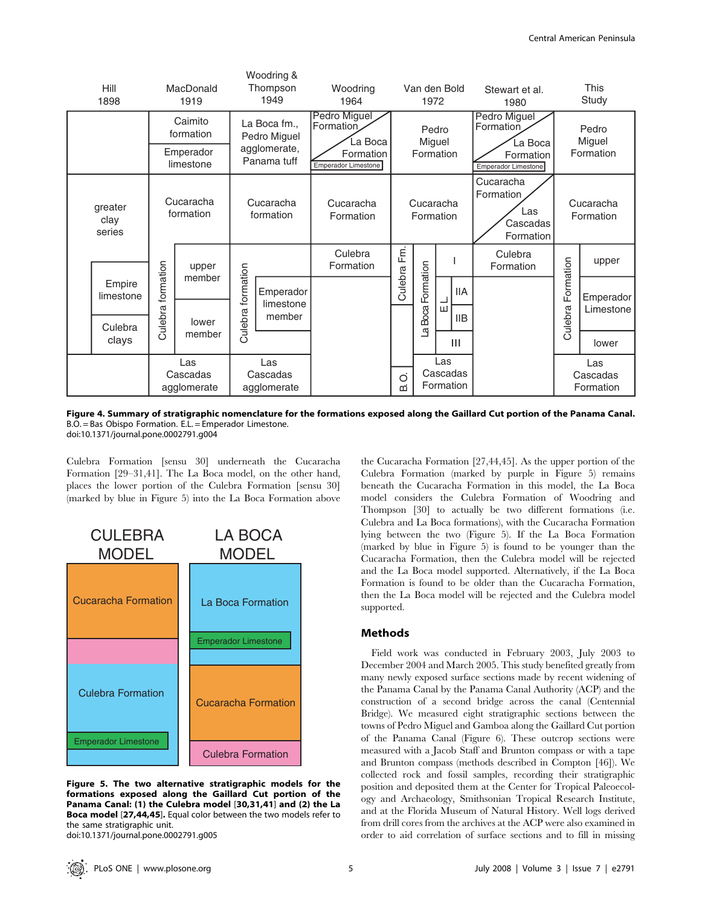**Figure 4. Summary of stratigraphic nomenclature for the formations exposed along the Gaillard Cut portion of the Panama Canal.** B.O. = Bas Obispo Formation. E.L. = Emperador Limestone.
doi:10.1371/journal.pone.0002791.g004

Culebra Formation [sensu 30] underneath the Cucaracha Formation [29–31,41]. The La Boca model, on the other hand, places the lower portion of the Culebra Formation [sensu 30] (marked by blue in Figure 5) into the La Boca Formation above the Cucaracha Formation [27,44,45]. As the upper portion of the Culebra Formation (marked by purple in Figure 5) remains beneath the Cucaracha Formation in this model, the La Boca model considers the Culebra Formation of Woodring and Thompson [30] to actually be two different formations (i.e. Culebra and La Boca formations), with the Cucaracha Formation lying between the two (Figure 5). If the La Boca Formation (marked by blue in Figure 5) is found to be younger than the Cucaracha Formation, then the Culebra model will be rejected and the La Boca model supported. Alternatively, if the La Boca Formation is found to be older than the Cucaracha Formation, then the La Boca model will be rejected and the Culebra model supported.

**Figure 5. The two alternative stratigraphic models for the formations exposed along the Gaillard Cut portion of the Panama Canal: (1) the Culebra model [30,31,41] and (2) the La Boca model [27,44,45].** Equal color between the two models refer to the same stratigraphic unit.
doi:10.1371/journal.pone.0002791.g005

## Methods

Field work was conducted in February 2003, July 2003 to December 2004 and March 2005. This study benefited greatly from many newly exposed surface sections made by recent widening of the Panama Canal by the Panama Canal Authority (ACP) and the construction of a second bridge across the canal (Centennial Bridge). We measured eight stratigraphic sections between the towns of Pedro Miguel and Gamboa along the Gaillard Cut portion of the Panama Canal (Figure 6). These outcrop sections were measured with a Jacob Staff and Brunton compass or with a tape and Brunton compass (methods described in Compton [46]). We collected rock and fossil samples, recording their stratigraphic position and deposited them at the Center for Tropical Paleoecology and Archaeology, Smithsonian Tropical Research Institute, and at the Florida Museum of Natural History. Well logs derived from drill cores from the archives at the ACP were also examined in order to aid correlation of surface sections and to fill in missing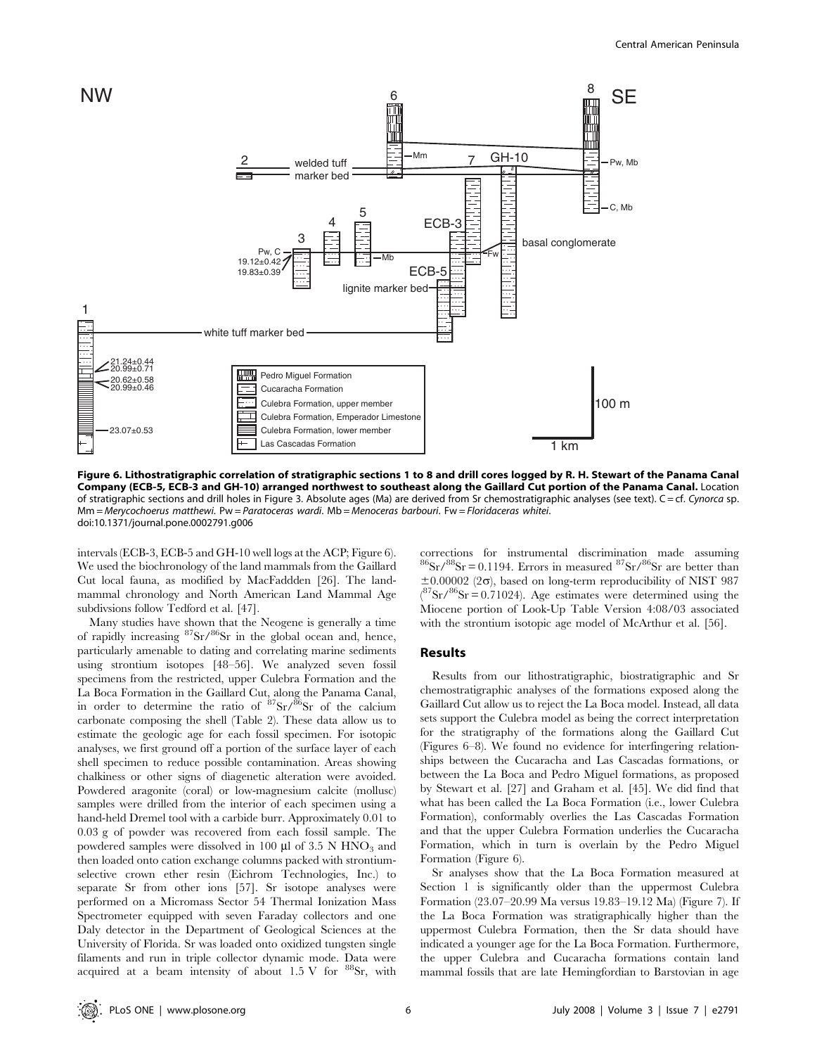**Figure 6. Lithostratigraphic correlation of stratigraphic sections 1 to 8 and drill cores logged by R. H. Stewart of the Panama Canal Company (ECB-5, ECB-3 and GH-10) arranged northwest to southeast along the Gaillard Cut portion of the Panama Canal.** Location of stratigraphic sections and drill holes in Figure 3. Absolute ages (Ma) are derived from Sr chemostratigraphic analyses (see text). C = cf. *Cynorca* sp. Mm = *Merycochoerus matthewi*. Pw = *Paratoceras wardi*. Mb = *Menoceras barbouri*. Fw = *Floridaceras whitei*.
doi:10.1371/journal.pone.0002791.g006

intervals (ECB-3, ECB-5 and GH-10 well logs at the ACP; Figure 6). We used the biochronology of the land mammals from the Gaillard Cut local fauna, as modified by MacFaddden [26]. The land-mammal chronology and North American Land Mammal Age subdivsions follow Tedford et al. [47].

Many studies have shown that the Neogene is generally a time of rapidly increasing $^{87}Sr/^{86}Sr$ in the global ocean and, hence, particularly amenable to dating and correlating marine sediments using strontium isotopes [48–56]. We analyzed seven fossil specimens from the restricted, upper Culebra Formation and the La Boca Formation in the Gaillard Cut, along the Panama Canal, in order to determine the ratio of $^{87}Sr/^{86}Sr$ of the calcium carbonate composing the shell (Table 2). These data allow us to estimate the geologic age for each fossil specimen. For isotopic analyses, we first ground off a portion of the surface layer of each shell specimen to reduce possible contamination. Areas showing chalkiness or other signs of diagenetic alteration were avoided. Powdered aragonite (coral) or low-magnesium calcite (mollusc) samples were drilled from the interior of each specimen using a hand-held Dremel tool with a carbide burr. Approximately 0.01 to 0.03 g of powder was recovered from each fossil sample. The powdered samples were dissolved in 100 µl of 3.5 N $HNO_3$ and then loaded onto cation exchange columns packed with strontium-selective crown ether resin (Eichrom Technologies, Inc.) to separate Sr from other ions [57]. Sr isotope analyses were performed on a Micromass Sector 54 Thermal Ionization Mass Spectrometer equipped with seven Faraday collectors and one Daly detector in the Department of Geological Sciences at the University of Florida. Sr was loaded onto oxidized tungsten single filaments and run in triple collector dynamic mode. Data were acquired at a beam intensity of about 1.5 V for $^{88}Sr$, with corrections for instrumental discrimination made assuming $^{86}Sr/^{88}Sr = 0.1194$. Errors in measured $^{87}Sr/^{86}Sr$ are better than $\pm 0.00002$ ($2\sigma$), based on long-term reproducibility of NIST 987 ($^{87}Sr/^{86}Sr = 0.71024$). Age estimates were determined using the Miocene portion of Look-Up Table Version 4:08/03 associated with the strontium isotopic age model of McArthur et al. [56].

## Results

Results from our lithostratigraphic, biostratigraphic and Sr chemostratigraphic analyses of the formations exposed along the Gaillard Cut allow us to reject the La Boca model. Instead, all data sets support the Culebra model as being the correct interpretation for the stratigraphy of the formations along the Gaillard Cut (Figures 6–8). We found no evidence for interfingering relationships between the Cucaracha and Las Cascadas formations, or between the La Boca and Pedro Miguel formations, as proposed by Stewart et al. [27] and Graham et al. [45]. We did find that what has been called the La Boca Formation (i.e., lower Culebra Formation), conformably overlies the Las Cascadas Formation and that the upper Culebra Formation underlies the Cucaracha Formation, which in turn is overlain by the Pedro Miguel Formation (Figure 6).

Sr analyses show that the La Boca Formation measured at Section 1 is significantly older than the uppermost Culebra Formation (23.07–20.99 Ma versus 19.83–19.12 Ma) (Figure 7). If the La Boca Formation was stratigraphically higher than the uppermost Culebra Formation, then the Sr data should have indicated a younger age for the La Boca Formation. Furthermore, the upper Culebra and Cucaracha formations contain land mammal fossils that are late Hemingfordian to Barstovian in age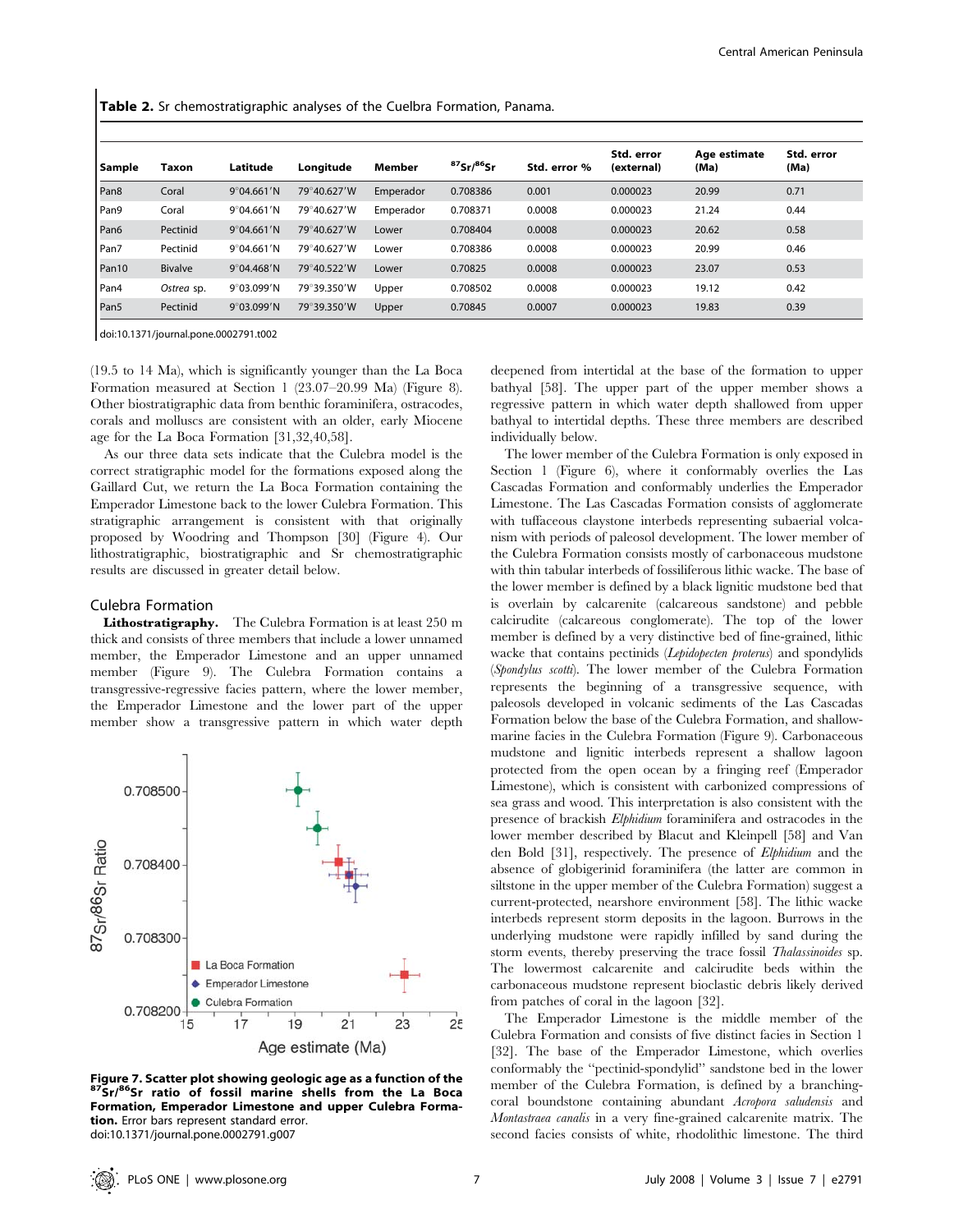**Table 2.** Sr chemostratigraphic analyses of the Cuelbra Formation, Panama.

| Sample | Taxon | Latitude | Longitude | Member | $^{87}Sr/^{86}Sr$ | Std. error % | Std. error (external) | Age estimate (Ma) | Std. error (Ma) |
|---|---|---|---|---|---|---|---|---|---|
| Pan8 | Coral | 9°04.661′N | 79°40.627′W | Emperador | 0.708386 | 0.001 | 0.000023 | 20.99 | 0.71 |
| Pan9 | Coral | 9°04.661′N | 79°40.627′W | Emperador | 0.708371 | 0.0008 | 0.000023 | 21.24 | 0.44 |
| Pan6 | Pectinid | 9°04.661′N | 79°40.627′W | Lower | 0.708404 | 0.0008 | 0.000023 | 20.62 | 0.58 |
| Pan7 | Pectinid | 9°04.661′N | 79°40.627′W | Lower | 0.708386 | 0.0008 | 0.000023 | 20.99 | 0.46 |
| Pan10 | Bivalve | 9°04.468′N | 79°40.522′W | Lower | 0.70825 | 0.0008 | 0.000023 | 23.07 | 0.53 |
| Pan4 | *Ostrea* sp. | 9°03.099′N | 79°39.350′W | Upper | 0.708502 | 0.0008 | 0.000023 | 19.12 | 0.42 |
| Pan5 | Pectinid | 9°03.099′N | 79°39.350′W | Upper | 0.70845 | 0.0007 | 0.000023 | 19.83 | 0.39 |

doi:10.1371/journal.pone.0002791.t002

(19.5 to 14 Ma), which is significantly younger than the La Boca Formation measured at Section 1 (23.07–20.99 Ma) (Figure 8). Other biostratigraphic data from benthic foraminifera, ostracodes, corals and molluscs are consistent with an older, early Miocene age for the La Boca Formation [31,32,40,58].

As our three data sets indicate that the Culebra model is the correct stratigraphic model for the formations exposed along the Gaillard Cut, we return the La Boca Formation containing the Emperador Limestone back to the lower Culebra Formation. This stratigraphic arrangement is consistent with that originally proposed by Woodring and Thompson [30] (Figure 4). Our lithostratigraphic, biostratigraphic and Sr chemostratigraphic results are discussed in greater detail below.

## Culebra Formation

**Lithostratigraphy.** The Culebra Formation is at least 250 m thick and consists of three members that include a lower unnamed member, the Emperador Limestone and an upper unnamed member (Figure 9). The Culebra Formation contains a transgressive-regressive facies pattern, where the lower member, the Emperador Limestone and the lower part of the upper member show a transgressive pattern in which water depth deepened from intertidal at the base of the formation to upper bathyal [58]. The upper part of the upper member shows a regressive pattern in which water depth shallowed from upper bathyal to intertidal depths. These three members are described individually below.

**Figure 7. Scatter plot showing geologic age as a function of the $^{87}Sr/^{86}Sr$ ratio of fossil marine shells from the La Boca Formation, Emperador Limestone and upper Culebra Formation.** Error bars represent standard error.
doi:10.1371/journal.pone.0002791.g007

The lower member of the Culebra Formation is only exposed in Section 1 (Figure 6), where it conformably overlies the Las Cascadas Formation and conformably underlies the Emperador Limestone. The Las Cascadas Formation consists of agglomerate with tuffaceous claystone interbeds representing subaerial volcanism with periods of paleosol development. The lower member of the Culebra Formation consists mostly of carbonaceous mudstone with thin tabular interbeds of fossiliferous lithic wacke. The base of the lower member is defined by a black lignitic mudstone bed that is overlain by calcarenite (calcareous sandstone) and pebble calcirudite (calcareous conglomerate). The top of the lower member is defined by a very distinctive bed of fine-grained, lithic wacke that contains pectinids (*Lepidopecten proterus*) and spondylids (*Spondylus scotti*). The lower member of the Culebra Formation represents the beginning of a transgressive sequence, with paleosols developed in volcanic sediments of the Las Cascadas Formation below the base of the Culebra Formation, and shallow-marine facies in the Culebra Formation (Figure 9). Carbonaceous mudstone and lignitic interbeds represent a shallow lagoon protected from the open ocean by a fringing reef (Emperador Limestone), which is consistent with carbonized compressions of sea grass and wood. This interpretation is also consistent with the presence of brackish *Elphidium* foraminifera and ostracodes in the lower member described by Blacut and Kleinpell [58] and Van den Bold [31], respectively. The presence of *Elphidium* and the absence of globigerinid foraminifera (the latter are common in siltstone in the upper member of the Culebra Formation) suggest a current-protected, nearshore environment [58]. The lithic wacke interbeds represent storm deposits in the lagoon. Burrows in the underlying mudstone were rapidly infilled by sand during the storm events, thereby preserving the trace fossil *Thalassinoides* sp. The lowermost calcarenite and calcirudite beds within the carbonaceous mudstone represent bioclastic debris likely derived from patches of coral in the lagoon [32].

The Emperador Limestone is the middle member of the Culebra Formation and consists of five distinct facies in Section 1 [32]. The base of the Emperador Limestone, which overlies conformably the "pectinid-spondylid" sandstone bed in the lower member of the Culebra Formation, is defined by a branching-coral boundstone containing abundant *Acropora saludensis* and *Montastraea canalis* in a very fine-grained calcarenite matrix. The second facies consists of white, rhodolithic limestone. The third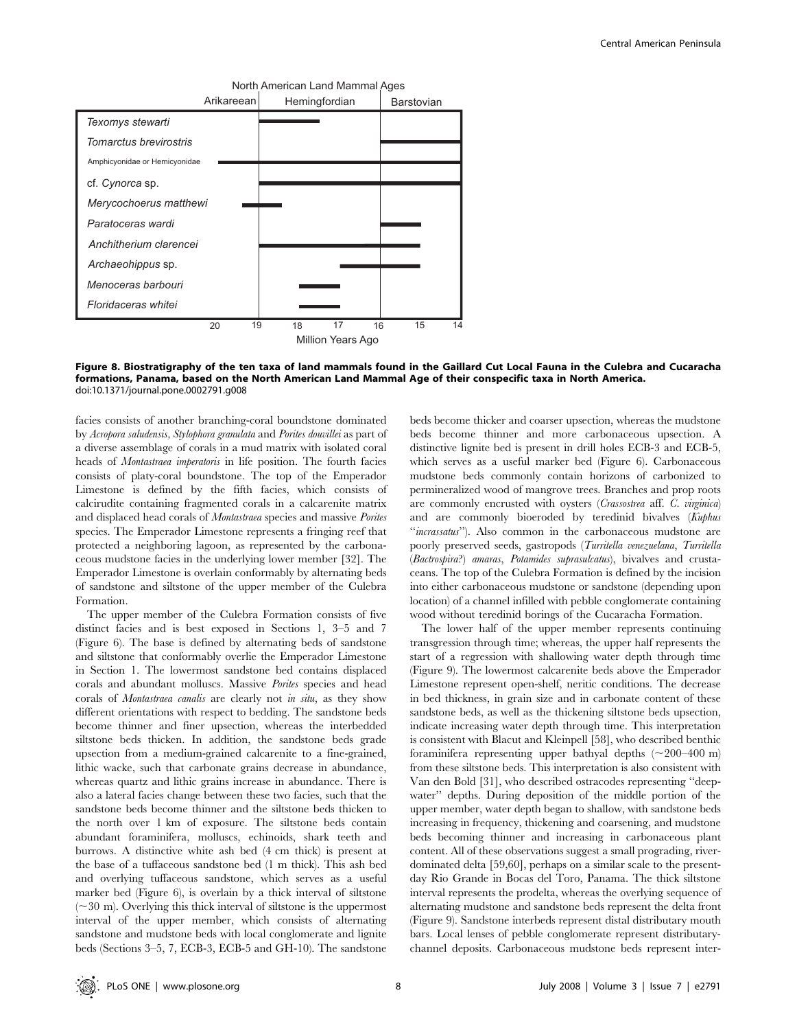Figure 8. Biostratigraphy of the ten taxa of land mammals found in the Gaillard Cut Local Fauna in the Culebra and Cucaracha formations, Panama, based on the North American Land Mammal Age of their conspecific taxa in North America.
doi:10.1371/journal.pone.0002791.g008

facies consists of another branching-coral boundstone dominated by *Acropora saludensis*, *Stylophora granulata* and *Porites douvillei* as part of a diverse assemblage of corals in a mud matrix with isolated coral heads of *Montastraea imperatoris* in life position. The fourth facies consists of platy-coral boundstone. The top of the Emperador Limestone is defined by the fifth facies, which consists of calcirudite containing fragmented corals in a calcarenite matrix and displaced head corals of *Montastraea* species and massive *Porites* species. The Emperador Limestone represents a fringing reef that protected a neighboring lagoon, as represented by the carbonaceous mudstone facies in the underlying lower member [32]. The Emperador Limestone is overlain conformably by alternating beds of sandstone and siltstone of the upper member of the Culebra Formation.

The upper member of the Culebra Formation consists of five distinct facies and is best exposed in Sections 1, 3–5 and 7 (Figure 6). The base is defined by alternating beds of sandstone and siltstone that conformably overlie the Emperador Limestone in Section 1. The lowermost sandstone bed contains displaced corals and abundant molluscs. Massive *Porites* species and head corals of *Montastraea canalis* are clearly not *in situ*, as they show different orientations with respect to bedding. The sandstone beds become thinner and finer upsection, whereas the interbedded siltstone beds thicken. In addition, the sandstone beds grade upsection from a medium-grained calcarenite to a fine-grained, lithic wacke, such that carbonate grains decrease in abundance, whereas quartz and lithic grains increase in abundance. There is also a lateral facies change between these two facies, such that the sandstone beds become thinner and the siltstone beds thicken to the north over 1 km of exposure. The siltstone beds contain abundant foraminifera, molluscs, echinoids, shark teeth and burrows. A distinctive white ash bed (4 cm thick) is present at the base of a tuffaceous sandstone bed (1 m thick). This ash bed and overlying tuffaceous sandstone, which serves as a useful marker bed (Figure 6), is overlain by a thick interval of siltstone (~30 m). Overlying this thick interval of siltstone is the uppermost interval of the upper member, which consists of alternating sandstone and mudstone beds with local conglomerate and lignite beds (Sections 3–5, 7, ECB-3, ECB-5 and GH-10). The sandstone beds become thicker and coarser upsection, whereas the mudstone beds become thinner and more carbonaceous upsection. A distinctive lignite bed is present in drill holes ECB-3 and ECB-5, which serves as a useful marker bed (Figure 6). Carbonaceous mudstone beds commonly contain horizons of carbonized to permineralized wood of mangrove trees. Branches and prop roots are commonly encrusted with oysters (*Crassostrea* aff. *C. virginica*) and are commonly bioeroded by teredinid bivalves (*Kuphus* ''*incrassatus*''). Also common in the carbonaceous mudstone are poorly preserved seeds, gastropods (*Turritella venezuelana*, *Turritella* (*Bactrospira*?) *amaras*, *Potamides suprasulcatus*), bivalves and crustaceans. The top of the Culebra Formation is defined by the incision into either carbonaceous mudstone or sandstone (depending upon location) of a channel infilled with pebble conglomerate containing wood without teredinid borings of the Cucaracha Formation.

The lower half of the upper member represents continuing transgression through time; whereas, the upper half represents the start of a regression with shallowing water depth through time (Figure 9). The lowermost calcarenite beds above the Emperador Limestone represent open-shelf, neritic conditions. The decrease in bed thickness, in grain size and in carbonate content of these sandstone beds, as well as the thickening siltstone beds upsection, indicate increasing water depth through time. This interpretation is consistent with Blacut and Kleinpell [58], who described benthic foraminifera representing upper bathyal depths (~200–400 m) from these siltstone beds. This interpretation is also consistent with Van den Bold [31], who described ostracodes representing ''deep-water'' depths. During deposition of the middle portion of the upper member, water depth began to shallow, with sandstone beds increasing in frequency, thickening and coarsening, and mudstone beds becoming thinner and increasing in carbonaceous plant content. All of these observations suggest a small prograding, river-dominated delta [59,60], perhaps on a similar scale to the present-day Rio Grande in Bocas del Toro, Panama. The thick siltstone interval represents the prodelta, whereas the overlying sequence of alternating mudstone and sandstone beds represent the delta front (Figure 9). Sandstone interbeds represent distal distributary mouth bars. Local lenses of pebble conglomerate represent distributary-channel deposits. Carbonaceous mudstone beds represent inter-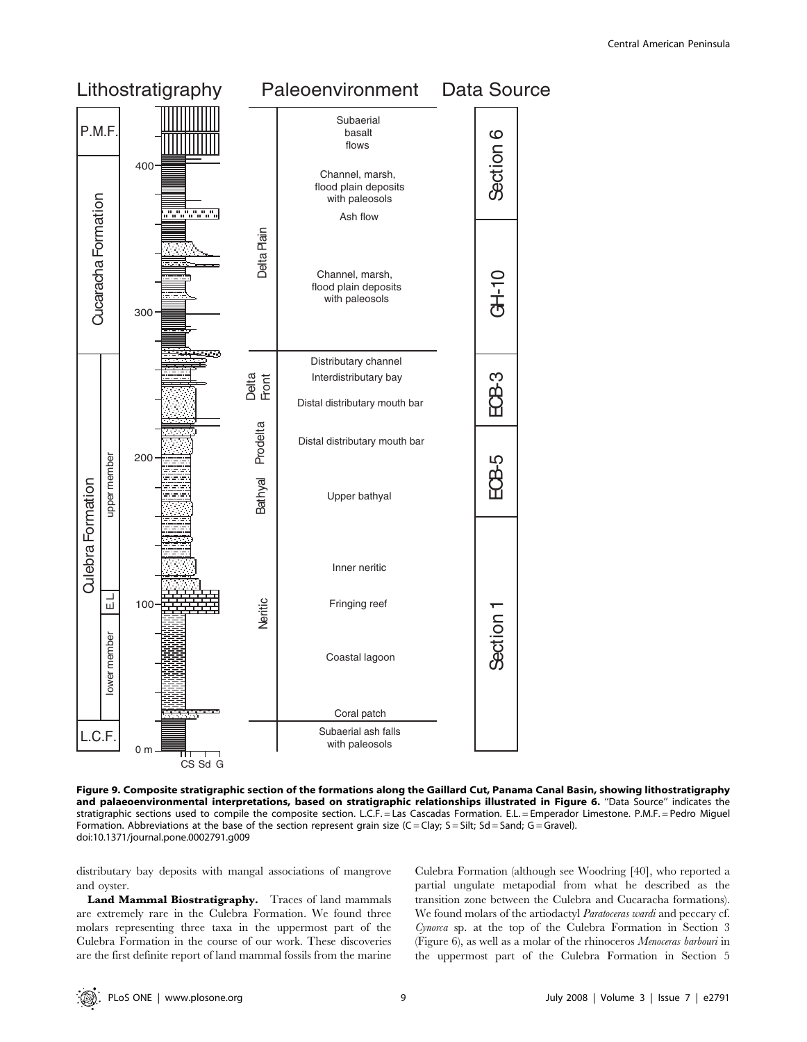**Figure 9. Composite stratigraphic section of the formations along the Gaillard Cut, Panama Canal Basin, showing lithostratigraphy and palaeoenvironmental interpretations, based on stratigraphic relationships illustrated in Figure 6.** "Data Source" indicates the stratigraphic sections used to compile the composite section. L.C.F. = Las Cascadas Formation. E.L. = Emperador Limestone. P.M.F. = Pedro Miguel Formation. Abbreviations at the base of the section represent grain size (C = Clay; S = Silt; Sd = Sand; G = Gravel).
doi:10.1371/journal.pone.0002791.g009

distributary bay deposits with mangal associations of mangrove and oyster.

**Land Mammal Biostratigraphy.** Traces of land mammals are extremely rare in the Culebra Formation. We found three molars representing three taxa in the uppermost part of the Culebra Formation in the course of our work. These discoveries are the first definite report of land mammal fossils from the marine Culebra Formation (although see Woodring [40], who reported a partial ungulate metapodial from what he described as the transition zone between the Culebra and Cucaracha formations). We found molars of the artiodactyl *Paratoceras wardi* and peccary cf. *Cynorca* sp. at the top of the Culebra Formation in Section 3 (Figure 6), as well as a molar of the rhinoceros *Menoceras barbouri* in the uppermost part of the Culebra Formation in Section 5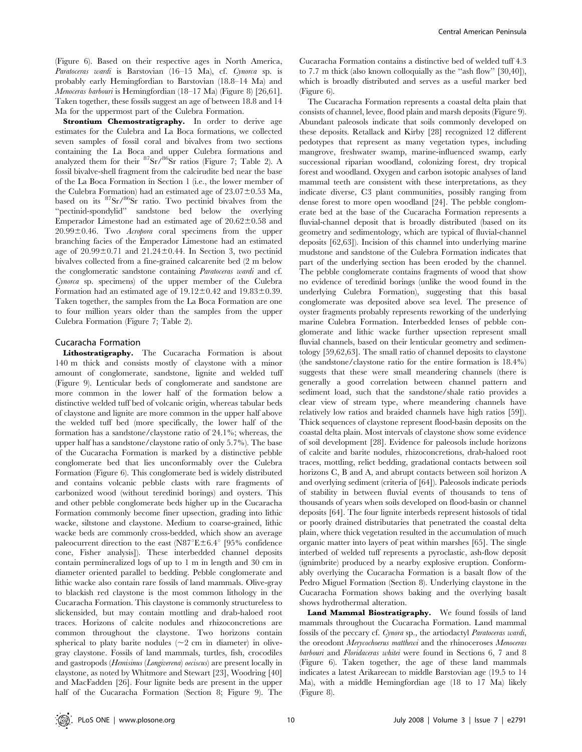(Figure 6). Based on their respective ages in North America, *Paratoceras wardi* is Barstovian (16–15 Ma), cf. *Cynorca* sp. is probably early Hemingfordian to Barstovian (18.8–14 Ma) and *Menoceras barbouri* is Hemingfordian (18–17 Ma) (Figure 8) [26,61]. Taken together, these fossils suggest an age of between 18.8 and 14 Ma for the uppermost part of the Culebra Formation.

**Strontium Chemostratigraphy.** In order to derive age estimates for the Culebra and La Boca formations, we collected seven samples of fossil coral and bivalves from two sections containing the La Boca and upper Culebra formations and analyzed them for their $^{87}Sr/^{86}Sr$ ratios (Figure 7; Table 2). A fossil bivalve-shell fragment from the calcirudite bed near the base of the La Boca Formation in Section 1 (i.e., the lower member of the Culebra Formation) had an estimated age of 23.07±0.53 Ma, based on its $^{87}Sr/^{86}Sr$ ratio. Two pectinid bivalves from the "pectinid-spondylid" sandstone bed below the overlying Emperador Limestone had an estimated age of 20.62±0.58 and 20.99±0.46. Two *Acropora* coral specimens from the upper branching facies of the Emperador Limestone had an estimated age of 20.99±0.71 and 21.24±0.44. In Section 3, two pectinid bivalves collected from a fine-grained calcarenite bed (2 m below the conglomeratic sandstone containing *Paratoceras wardi* and cf. *Cynorca* sp. specimens) of the upper member of the Culebra Formation had an estimated age of 19.12±0.42 and 19.83±0.39. Taken together, the samples from the La Boca Formation are one to four million years older than the samples from the upper Culebra Formation (Figure 7; Table 2).

### Cucaracha Formation

**Lithostratigraphy.** The Cucaracha Formation is about 140 m thick and consists mostly of claystone with a minor amount of conglomerate, sandstone, lignite and welded tuff (Figure 9). Lenticular beds of conglomerate and sandstone are more common in the lower half of the formation below a distinctive welded tuff bed of volcanic origin, whereas tabular beds of claystone and lignite are more common in the upper half above the welded tuff bed (more specifically, the lower half of the formation has a sandstone/claystone ratio of 24.1%; whereas, the upper half has a sandstone/claystone ratio of only 5.7%). The base of the Cucaracha Formation is marked by a distinctive pebble conglomerate bed that lies unconformably over the Culebra Formation (Figure 6). This conglomerate bed is widely distributed and contains volcanic pebble clasts with rare fragments of carbonized wood (without teredinid borings) and oysters. This and other pebble conglomerate beds higher up in the Cucaracha Formation commonly become finer upsection, grading into lithic wacke, siltstone and claystone. Medium to coarse-grained, lithic wacke beds are commonly cross-bedded, which show an average paleocurrent direction to the east (N87°E±6.4° [95% confidence cone, Fisher analysis]). These interbedded channel deposits contain permineralized logs of up to 1 m in length and 30 cm in diameter oriented parallel to bedding. Pebble conglomerate and lithic wacke also contain rare fossils of land mammals. Olive-gray to blackish red claystone is the most common lithology in the Cucaracha Formation. This claystone is commonly structureless to slickensided, but may contain mottling and drab-haloed root traces. Horizons of calcite nodules and rhizoconcretions are common throughout the claystone. Two horizons contain spherical to platy barite nodules (~2 cm in diameter) in olive-gray claystone. Fossils of land mammals, turtles, fish, crocodiles and gastropods (*Hemisinus* (*Longiverena*) *oeciscus*) are present locally in claystone, as noted by Whitmore and Stewart [23], Woodring [40] and MacFadden [26]. Four lignite beds are present in the upper half of the Cucaracha Formation (Section 8; Figure 9). The Cucaracha Formation contains a distinctive bed of welded tuff 4.3 to 7.7 m thick (also known colloquially as the "ash flow" [30,40]), which is broadly distributed and serves as a useful marker bed (Figure 6).

The Cucaracha Formation represents a coastal delta plain that consists of channel, levee, flood plain and marsh deposits (Figure 9). Abundant paleosols indicate that soils commonly developed on these deposits. Retallack and Kirby [28] recognized 12 different pedotypes that represent as many vegetation types, including mangrove, freshwater swamp, marine-influenced swamp, early successional riparian woodland, colonizing forest, dry tropical forest and woodland. Oxygen and carbon isotopic analyses of land mammal teeth are consistent with these interpretations, as they indicate diverse, C3 plant communities, possibly ranging from dense forest to more open woodland [24]. The pebble conglomerate bed at the base of the Cucaracha Formation represents a fluvial-channel deposit that is broadly distributed (based on its geometry and sedimentology, which are typical of fluvial-channel deposits [62,63]). Incision of this channel into underlying marine mudstone and sandstone of the Culebra Formation indicates that part of the underlying section has been eroded by the channel. The pebble conglomerate contains fragments of wood that show no evidence of teredinid borings (unlike the wood found in the underlying Culebra Formation), suggesting that this basal conglomerate was deposited above sea level. The presence of oyster fragments probably represents reworking of the underlying marine Culebra Formation. Interbedded lenses of pebble conglomerate and lithic wacke further upsection represent small fluvial channels, based on their lenticular geometry and sedimentology [59,62,63]. The small ratio of channel deposits to claystone (the sandstone/claystone ratio for the entire formation is 18.4%) suggests that these were small meandering channels (there is generally a good correlation between channel pattern and sediment load, such that the sandstone/shale ratio provides a clear view of stream type, where meandering channels have relatively low ratios and braided channels have high ratios [59]). Thick sequences of claystone represent flood-basin deposits on the coastal delta plain. Most intervals of claystone show some evidence of soil development [28]. Evidence for paleosols include horizons of calcite and barite nodules, rhizoconcretions, drab-haloed root traces, mottling, relict bedding, gradational contacts between soil horizons C, B and A, and abrupt contacts between soil horizon A and overlying sediment (criteria of [64]). Paleosols indicate periods of stability in between fluvial events of thousands to tens of thousands of years when soils developed on flood-basin or channel deposits [64]. The four lignite interbeds represent histosols of tidal or poorly drained distributaries that penetrated the coastal delta plain, where thick vegetation resulted in the accumulation of much organic matter into layers of peat within marshes [65]. The single interbed of welded tuff represents a pyroclastic, ash-flow deposit (ignimbrite) produced by a nearby explosive eruption. Conformably overlying the Cucaracha Formation is a basalt flow of the Pedro Miguel Formation (Section 8). Underlying claystone in the Cucaracha Formation shows baking and the overlying basalt shows hydrothermal alteration.

**Land Mammal Biostratigraphy.** We found fossils of land mammals throughout the Cucaracha Formation. Land mammal fossils of the peccary cf. *Cynora* sp., the artiodactyl *Paratoceras wardi*, the oreodont *Merycochoerus matthewi* and the rhinoceroses *Menoceras barbouri* and *Floridaceras whitei* were found in Sections 6, 7 and 8 (Figure 6). Taken together, the age of these land mammals indicates a latest Arikareean to middle Barstovian age (19.5 to 14 Ma), with a middle Hemingfordian age (18 to 17 Ma) likely (Figure 8).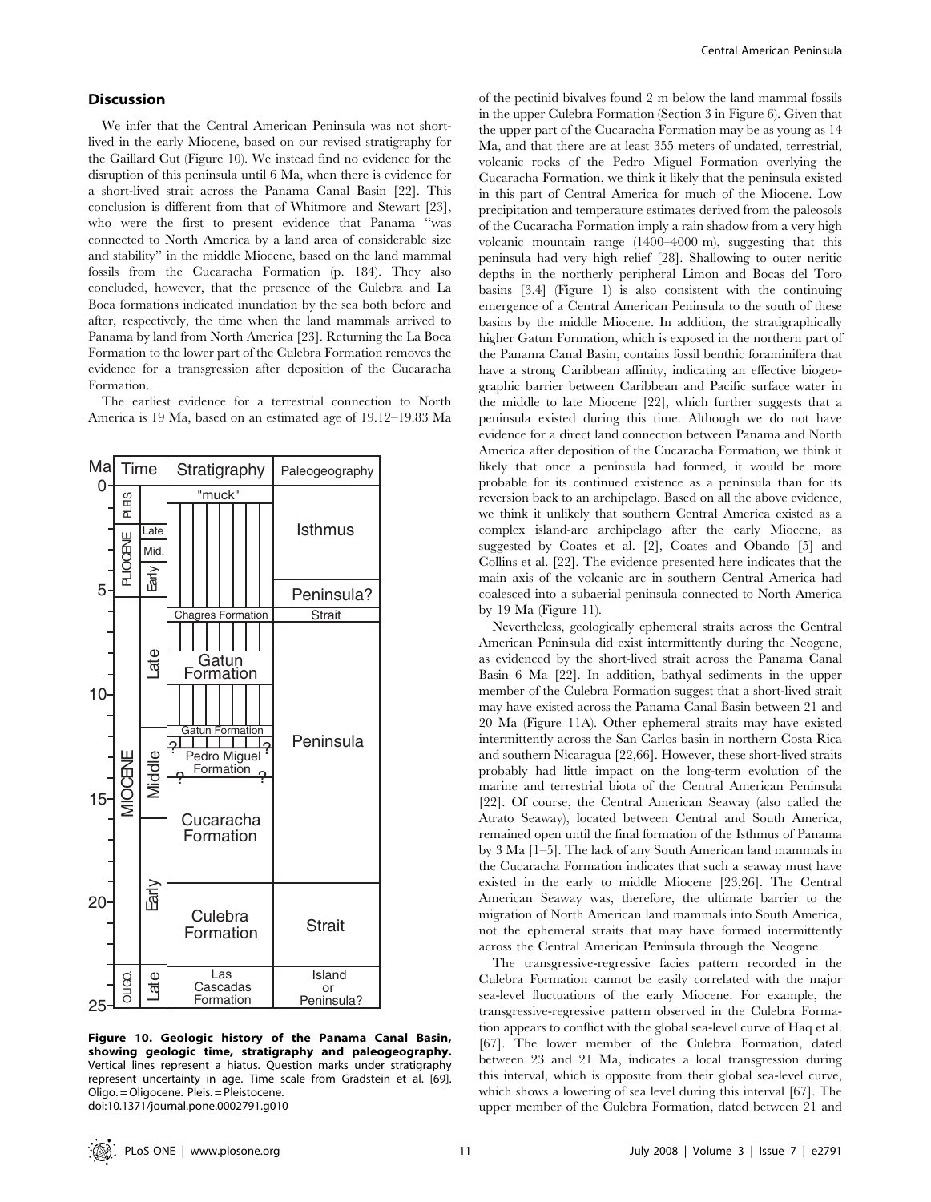## Discussion

We infer that the Central American Peninsula was not short-lived in the early Miocene, based on our revised stratigraphy for the Gaillard Cut (Figure 10). We instead find no evidence for the disruption of this peninsula until 6 Ma, when there is evidence for a short-lived strait across the Panama Canal Basin [22]. This conclusion is different from that of Whitmore and Stewart [23], who were the first to present evidence that Panama "was connected to North America by a land area of considerable size and stability" in the middle Miocene, based on the land mammal fossils from the Cucaracha Formation (p. 184). They also concluded, however, that the presence of the Culebra and La Boca formations indicated inundation by the sea both before and after, respectively, the time when the land mammals arrived to Panama by land from North America [23]. Returning the La Boca Formation to the lower part of the Culebra Formation removes the evidence for a transgression after deposition of the Cucaracha Formation.

The earliest evidence for a terrestrial connection to North America is 19 Ma, based on an estimated age of 19.12–19.83 Ma of the pectinid bivalves found 2 m below the land mammal fossils in the upper Culebra Formation (Section 3 in Figure 6). Given that the upper part of the Cucaracha Formation may be as young as 14 Ma, and that there are at least 355 meters of undated, terrestrial, volcanic rocks of the Pedro Miguel Formation overlying the Cucaracha Formation, we think it likely that the peninsula existed in this part of Central America for much of the Miocene. Low precipitation and temperature estimates derived from the paleosols of the Cucaracha Formation imply a rain shadow from a very high volcanic mountain range (1400–4000 m), suggesting that this peninsula had very high relief [28]. Shallowing to outer neritic depths in the northerly peripheral Limon and Bocas del Toro basins [3,4] (Figure 1) is also consistent with the continuing emergence of a Central American Peninsula to the south of these basins by the middle Miocene. In addition, the stratigraphically higher Gatun Formation, which is exposed in the northern part of the Panama Canal Basin, contains fossil benthic foraminifera that have a strong Caribbean affinity, indicating an effective biogeographic barrier between Caribbean and Pacific surface water in the middle to late Miocene [22], which further suggests that a peninsula existed during this time. Although we do not have evidence for a direct land connection between Panama and North America after deposition of the Cucaracha Formation, we think it likely that once a peninsula had formed, it would be more probable for its continued existence as a peninsula than for its reversion back to an archipelago. Based on all the above evidence, we think it unlikely that southern Central America existed as a complex island-arc archipelago after the early Miocene, as suggested by Coates et al. [2], Coates and Obando [5] and Collins et al. [22]. The evidence presented here indicates that the main axis of the volcanic arc in southern Central America had coalesced into a subaerial peninsula connected to North America by 19 Ma (Figure 11).

| Ma | Time | | Stratigraphy | Paleogeography |
|---|---|---|---|---|
| 0 | PLEIS. | | "muck" | Isthmus |
| | PLIOCENE | Late | | |
| | | Mid. | | |
| 5 | | Early | | Peninsula? |
| | MIOCENE | Late | Chagres Formation | Strait |
| 10 | | | Gatun Formation | Peninsula |
| | | Middle | Gatun Formation | |
| | | | Pedro Miguel Formation | |
| 15 | | | Cucaracha Formation | |
| 20 | | Early | Culebra Formation | Strait |
| 25 | OLIGO. | Late | Las Cascadas Formation | Island or Peninsula? |

**Figure 10. Geologic history of the Panama Canal Basin, showing geologic time, stratigraphy and paleogeography.** Vertical lines represent a hiatus. Question marks under stratigraphy represent uncertainty in age. Time scale from Gradstein et al. [69]. Oligo. = Oligocene. Pleis. = Pleistocene.
doi:10.1371/journal.pone.0002791.g010

Nevertheless, geologically ephemeral straits across the Central American Peninsula did exist intermittently during the Neogene, as evidenced by the short-lived strait across the Panama Canal Basin 6 Ma [22]. In addition, bathyal sediments in the upper member of the Culebra Formation suggest that a short-lived strait may have existed across the Panama Canal Basin between 21 and 20 Ma (Figure 11A). Other ephemeral straits may have existed intermittently across the San Carlos basin in northern Costa Rica and southern Nicaragua [22,66]. However, these short-lived straits probably had little impact on the long-term evolution of the marine and terrestrial biota of the Central American Peninsula [22]. Of course, the Central American Seaway (also called the Atrato Seaway), located between Central and South America, remained open until the final formation of the Isthmus of Panama by 3 Ma [1–5]. The lack of any South American land mammals in the Cucaracha Formation indicates that such a seaway must have existed in the early to middle Miocene [23,26]. The Central American Seaway was, therefore, the ultimate barrier to the migration of North American land mammals into South America, not the ephemeral straits that may have formed intermittently across the Central American Peninsula through the Neogene.

The transgressive-regressive facies pattern recorded in the Culebra Formation cannot be easily correlated with the major sea-level fluctuations of the early Miocene. For example, the transgressive-regressive pattern observed in the Culebra Formation appears to conflict with the global sea-level curve of Haq et al. [67]. The lower member of the Culebra Formation, dated between 23 and 21 Ma, indicates a local transgression during this interval, which is opposite from their global sea-level curve, which shows a lowering of sea level during this interval [67]. The upper member of the Culebra Formation, dated between 21 and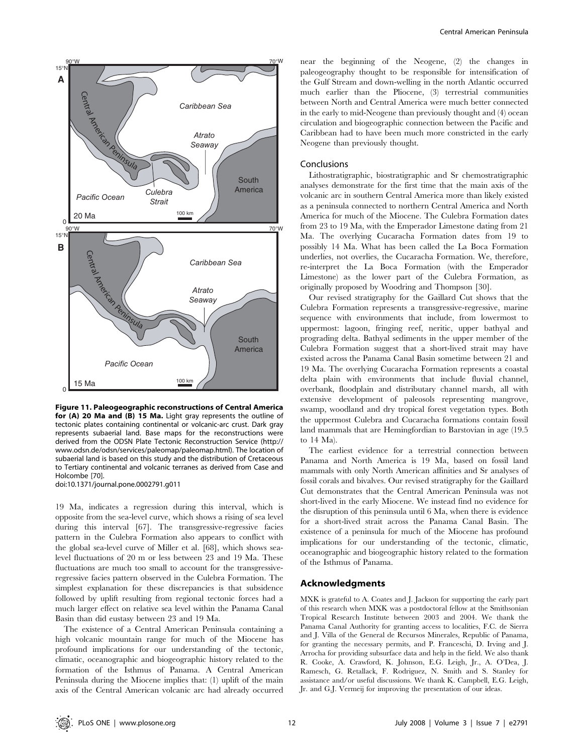**Figure 11. Paleogeographic reconstructions of Central America for (A) 20 Ma and (B) 15 Ma.** Light gray represents the outline of tectonic plates containing continental or volcanic-arc crust. Dark gray represents subaerial land. Base maps for the reconstructions were derived from the ODSN Plate Tectonic Reconstruction Service (http://www.odsn.de/odsn/services/paleomap/paleomap.html). The location of subaerial land is based on this study and the distribution of Cretaceous to Tertiary continental and volcanic terranes as derived from Case and Holcombe [70].
doi:10.1371/journal.pone.0002791.g011

19 Ma, indicates a regression during this interval, which is opposite from the sea-level curve, which shows a rising of sea level during this interval [67]. The transgressive-regressive facies pattern in the Culebra Formation also appears to conflict with the global sea-level curve of Miller et al. [68], which shows sea-level fluctuations of 20 m or less between 23 and 19 Ma. These fluctuations are much too small to account for the transgressive-regressive facies pattern observed in the Culebra Formation. The simplest explanation for these discrepancies is that subsidence followed by uplift resulting from regional tectonic forces had a much larger effect on relative sea level within the Panama Canal Basin than did eustasy between 23 and 19 Ma.

The existence of a Central American Peninsula containing a high volcanic mountain range for much of the Miocene has profound implications for our understanding of the tectonic, climatic, oceanographic and biogeographic history related to the formation of the Isthmus of Panama. A Central American Peninsula during the Miocene implies that: (1) uplift of the main axis of the Central American volcanic arc had already occurred near the beginning of the Neogene, (2) the changes in paleogeography thought to be responsible for intensification of the Gulf Stream and down-welling in the north Atlantic occurred much earlier than the Pliocene, (3) terrestrial communities between North and Central America were much better connected in the early to mid-Neogene than previously thought and (4) ocean circulation and biogeographic connection between the Pacific and Caribbean had to have been much more constricted in the early Neogene than previously thought.

## Conclusions

Lithostratigraphic, biostratigraphic and Sr chemostratigraphic analyses demonstrate for the first time that the main axis of the volcanic arc in southern Central America more than likely existed as a peninsula connected to northern Central America and North America for much of the Miocene. The Culebra Formation dates from 23 to 19 Ma, with the Emperador Limestone dating from 21 Ma. The overlying Cucaracha Formation dates from 19 to possibly 14 Ma. What has been called the La Boca Formation underlies, not overlies, the Cucaracha Formation. We, therefore, re-interpret the La Boca Formation (with the Emperador Limestone) as the lower part of the Culebra Formation, as originally proposed by Woodring and Thompson [30].

Our revised stratigraphy for the Gaillard Cut shows that the Culebra Formation represents a transgressive-regressive, marine sequence with environments that include, from lowermost to uppermost: lagoon, fringing reef, neritic, upper bathyal and prograding delta. Bathyal sediments in the upper member of the Culebra Formation suggest that a short-lived strait may have existed across the Panama Canal Basin sometime between 21 and 19 Ma. The overlying Cucaracha Formation represents a coastal delta plain with environments that include fluvial channel, overbank, floodplain and distributary channel marsh, all with extensive development of paleosols representing mangrove, swamp, woodland and dry tropical forest vegetation types. Both the uppermost Culebra and Cucaracha formations contain fossil land mammals that are Hemingfordian to Barstovian in age (19.5 to 14 Ma).

The earliest evidence for a terrestrial connection between Panama and North America is 19 Ma, based on fossil land mammals with only North American affinities and Sr analyses of fossil corals and bivalves. Our revised stratigraphy for the Gaillard Cut demonstrates that the Central American Peninsula was not short-lived in the early Miocene. We instead find no evidence for the disruption of this peninsula until 6 Ma, when there is evidence for a short-lived strait across the Panama Canal Basin. The existence of a peninsula for much of the Miocene has profound implications for our understanding of the tectonic, climatic, oceanographic and biogeographic history related to the formation of the Isthmus of Panama.

## Acknowledgments

MXK is grateful to A. Coates and J. Jackson for supporting the early part of this research when MXK was a postdoctoral fellow at the Smithsonian Tropical Research Institute between 2003 and 2004. We thank the Panama Canal Authority for granting access to localities, F.C. de Sierra and J. Villa of the General de Recursos Minerales, Republic of Panama, for granting the necessary permits, and P. Franceschi, D. Irving and J. Arrocha for providing subsurface data and help in the field. We also thank R. Cooke, A. Crawford, K. Johnson, E.G. Leigh, Jr., A. O'Dea, J. Ramesch, G. Retallack, F. Rodriguez, N. Smith and S. Stanley for assistance and/or useful discussions. We thank K. Campbell, E.G. Leigh, Jr. and G.J. Vermeij for improving the presentation of our ideas.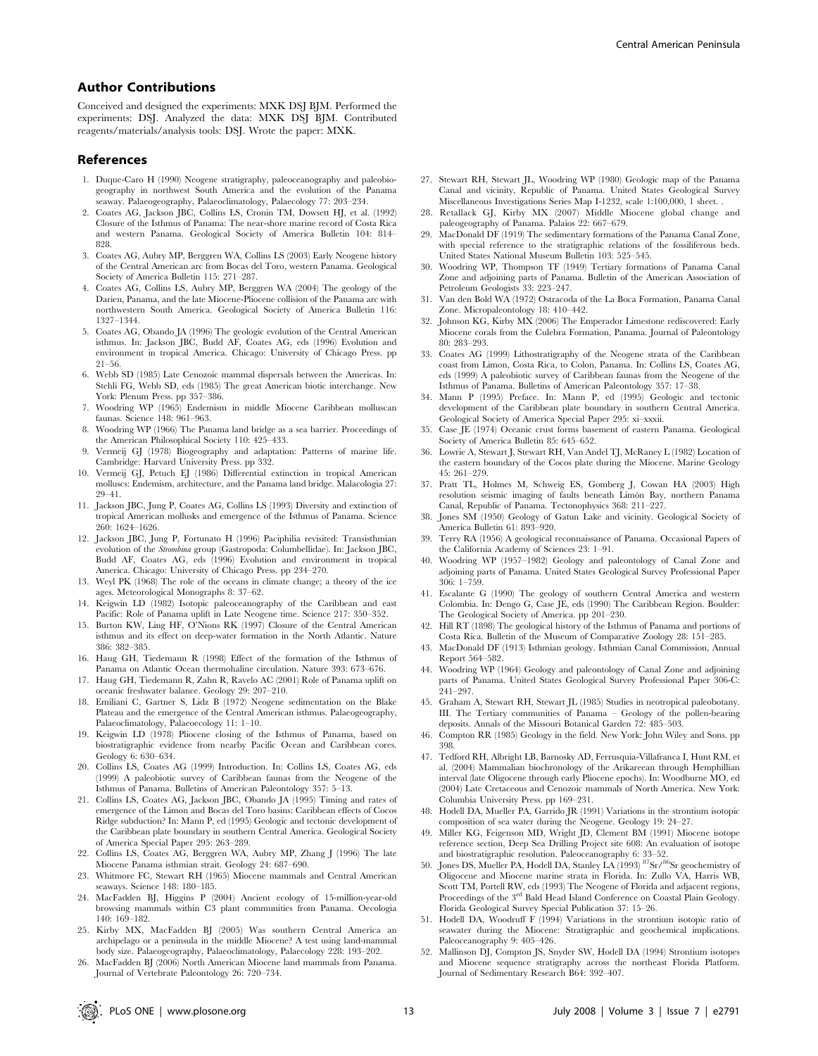## Author Contributions

Conceived and designed the experiments: MXK DSJ BJM. Performed the experiments: DSJ. Analyzed the data: MXK DSJ BJM. Contributed reagents/materials/analysis tools: DSJ. Wrote the paper: MXK.

## References

1. Duque-Caro H (1990) Neogene stratigraphy, paleoceanography and paleobiogeography in northwest South America and the evolution of the Panama seaway. Palaeogeography, Palaeoclimatology, Palaeoecology 77: 203–234.
2. Coates AG, Jackson JBC, Collins LS, Cronin TM, Dowsett HJ, et al. (1992) Closure of the Isthmus of Panama: The near-shore marine record of Costa Rica and western Panama. Geological Society of America Bulletin 104: 814–828.
3. Coates AG, Aubry MP, Berggren WA, Collins LS (2003) Early Neogene history of the Central American arc from Bocas del Toro, western Panama. Geological Society of America Bulletin 115: 271–287.
4. Coates AG, Collins LS, Aubry MP, Berggren WA (2004) The geology of the Darien, Panama, and the late Miocene-Pliocene collision of the Panama arc with northwestern South America. Geological Society of America Bulletin 116: 1327–1344.
5. Coates AG, Obando JA (1996) The geologic evolution of the Central American isthmus. In: Jackson JBC, Budd AF, Coates AG, eds (1996) Evolution and environment in tropical America. Chicago: University of Chicago Press. pp 21–56.
6. Webb SD (1985) Late Cenozoic mammal dispersals between the Americas. In: Stehli FG, Webb SD, eds (1985) The great American biotic interchange. New York: Plenum Press. pp 357–386.
7. Woodring WP (1965) Endemism in middle Miocene Caribbean molluscan faunas. Science 148: 961–963.
8. Woodring WP (1966) The Panama land bridge as a sea barrier. Proceedings of the American Philosophical Society 110: 425–433.
9. Vermeij GJ (1978) Biogeography and adaptation: Patterns of marine life. Cambridge: Harvard University Press. pp 332.
10. Vermeij GJ, Petuch EJ (1986) Differential extinction in tropical American molluscs: Endemism, architecture, and the Panama land bridge. Malacologia 27: 29–41.
11. Jackson JBC, Jung P, Coates AG, Collins LS (1993) Diversity and extinction of tropical American mollusks and emergence of the Isthmus of Panama. Science 260: 1624–1626.
12. Jackson JBC, Jung P, Fortunato H (1996) Paciphilia revisited: Transisthmian evolution of the *Strombina* group (Gastropoda: Columbellidae). In: Jackson JBC, Budd AF, Coates AG, eds (1996) Evolution and environment in tropical America. Chicago: University of Chicago Press. pp 234–270.
13. Weyl PK (1968) The role of the oceans in climate change; a theory of the ice ages. Meteorological Monographs 8: 37–62.
14. Keigwin LD (1982) Isotopic paleoceanography of the Caribbean and east Pacific: Role of Panama uplift in Late Neogene time. Science 217: 350–352.
15. Burton KW, Ling HF, O'Nions RK (1997) Closure of the Central American isthmus and its effect on deep-water formation in the North Atlantic. Nature 386: 382–385.
16. Haug GH, Tiedemann R (1998) Effect of the formation of the Isthmus of Panama on Atlantic Ocean thermohaline circulation. Nature 393: 673–676.
17. Haug GH, Tiedemann R, Zahn R, Ravelo AC (2001) Role of Panama uplift on oceanic freshwater balance. Geology 29: 207–210.
18. Emiliani C, Gartner S, Lidz B (1972) Neogene sedimentation on the Blake Plateau and the emergence of the Central American isthmus. Palaeogeography, Palaeoclimatology, Palaeoecology 11: 1–10.
19. Keigwin LD (1978) Pliocene closing of the Isthmus of Panama, based on biostratigraphic evidence from nearby Pacific Ocean and Caribbean cores. Geology 6: 630–634.
20. Collins LS, Coates AG (1999) Introduction. In: Collins LS, Coates AG, eds (1999) A paleobiotic survey of Caribbean faunas from the Neogene of the Isthmus of Panama. Bulletins of American Paleontology 357: 5–13.
21. Collins LS, Coates AG, Jackson JBC, Obando JA (1995) Timing and rates of emergence of the Limon and Bocas del Toro basins: Caribbean effects of Cocos Ridge subduction? In: Mann P, ed (1995) Geologic and tectonic development of the Caribbean plate boundary in southern Central America. Geological Society of America Special Paper 295: 263–289.
22. Collins LS, Coates AG, Berggren WA, Aubry MP, Zhang J (1996) The late Miocene Panama isthmian strait. Geology 24: 687–690.
23. Whitmore FC, Stewart RH (1965) Miocene mammals and Central American seaways. Science 148: 180–185.
24. MacFadden BJ, Higgins P (2004) Ancient ecology of 15-million-year-old browsing mammals within C3 plant communities from Panama. Oecologia 140: 169–182.
25. Kirby MX, MacFadden BJ (2005) Was southern Central America an archipelago or a peninsula in the middle Miocene? A test using land-mammal body size. Palaeogeography, Palaeoclimatology, Palaeoecology 228: 193–202.
26. MacFadden BJ (2006) North American Miocene land mammals from Panama. Journal of Vertebrate Paleontology 26: 720–734.
27. Stewart RH, Stewart JL, Woodring WP (1980) Geologic map of the Panama Canal and vicinity, Republic of Panama. United States Geological Survey Miscellaneous Investigations Series Map I-1232, scale 1:100,000, 1 sheet. .
28. Retallack GJ, Kirby MX (2007) Middle Miocene global change and paleogeography of Panama. Palaios 22: 667–679.
29. MacDonald DF (1919) The sedimentary formations of the Panama Canal Zone, with special reference to the stratigraphic relations of the fossiliferous beds. United States National Museum Bulletin 103: 525–545.
30. Woodring WP, Thompson TF (1949) Tertiary formations of Panama Canal Zone and adjoining parts of Panama. Bulletin of the American Association of Petroleum Geologists 33: 223–247.
31. Van den Bold WA (1972) Ostracoda of the La Boca Formation, Panama Canal Zone. Micropaleontology 18: 410–442.
32. Johnson KG, Kirby MX (2006) The Emperador Limestone rediscovered: Early Miocene corals from the Culebra Formation, Panama. Journal of Paleontology 80: 283–293.
33. Coates AG (1999) Lithostratigraphy of the Neogene strata of the Caribbean coast from Limon, Costa Rica, to Colon, Panama. In: Collins LS, Coates AG, eds (1999) A paleobiotic survey of Caribbean faunas from the Neogene of the Isthmus of Panama. Bulletins of American Paleontology 357: 17–38.
34. Mann P (1995) Preface. In: Mann P, ed (1995) Geologic and tectonic development of the Caribbean plate boundary in southern Central America. Geological Society of America Special Paper 295: xi–xxxii.
35. Case JE (1974) Oceanic crust forms basement of eastern Panama. Geological Society of America Bulletin 85: 645–652.
36. Lowrie A, Stewart J, Stewart RH, Van Andel TJ, McRaney L (1982) Location of the eastern boundary of the Cocos plate during the Miocene. Marine Geology 45: 261–279.
37. Pratt TL, Holmes M, Schweig ES, Gomberg J, Cowan HA (2003) High resolution seismic imaging of faults beneath Limón Bay, northern Panama Canal, Republic of Panama. Tectonophysics 368: 211–227.
38. Jones SM (1950) Geology of Gatun Lake and vicinity. Geological Society of America Bulletin 61: 893–920.
39. Terry RA (1956) A geological reconnaissance of Panama. Occasional Papers of the California Academy of Sciences 23: 1–91.
40. Woodring WP (1957–1982) Geology and paleontology of Canal Zone and adjoining parts of Panama. United States Geological Survey Professional Paper 306: 1–759.
41. Escalante G (1990) The geology of southern Central America and western Colombia. In: Dengo G, Case JE, eds (1990) The Caribbean Region. Boulder: The Geological Society of America. pp 201–230.
42. Hill RT (1898) The geological history of the Isthmus of Panama and portions of Costa Rica. Bulletin of the Museum of Comparative Zoology 28: 151–285.
43. MacDonald DF (1913) Isthmian geology. Isthmian Canal Commission, Annual Report 564–582.
44. Woodring WP (1964) Geology and paleontology of Canal Zone and adjoining parts of Panama. United States Geological Survey Professional Paper 306-C: 241–297.
45. Graham A, Stewart RH, Stewart JL (1985) Studies in neotropical paleobotany. III. The Tertiary communities of Panama – Geology of the pollen-bearing deposits. Annals of the Missouri Botanical Garden 72: 485–503.
46. Compton RR (1985) Geology in the field. New York: John Wiley and Sons. pp 398.
47. Tedford RH, Albright LB, Barnosky AD, Ferrusquia-Villafranca I, Hunt RM, et al. (2004) Mammalian biochronology of the Arikareean through Hemphillian interval (late Oligocene through early Pliocene epochs). In: Woodburne MO, ed (2004) Late Cretaceous and Cenozoic mammals of North America. New York: Columbia University Press. pp 169–231.
48. Hodell DA, Mueller PA, Garrido JR (1991) Variations in the strontium isotopic composition of sea water during the Neogene. Geology 19: 24–27.
49. Miller KG, Feigenson MD, Wright JD, Clement BM (1991) Miocene isotope reference section, Deep Sea Drilling Project site 608: An evaluation of isotope and biostratigraphic resolution. Paleoceanography 6: 33–52.
50. Jones DS, Mueller PA, Hodell DA, Stanley LA (1993) $^{87}Sr/^{86}Sr$ geochemistry of Oligocene and Miocene marine strata in Florida. In: Zullo VA, Harris WB, Scott TM, Portell RW, eds (1993) The Neogene of Florida and adjacent regions, Proceedings of the 3rd Bald Head Island Conference on Coastal Plain Geology. Florida Geological Survey Special Publication 37: 15–26.
51. Hodell DA, Woodruff F (1994) Variations in the strontium isotopic ratio of seawater during the Miocene: Stratigraphic and geochemical implications. Paleoceanography 9: 405–426.
52. Mallinson DJ, Compton JS, Snyder SW, Hodell DA (1994) Strontium isotopes and Miocene sequence stratigraphy across the northeast Florida Platform. Journal of Sedimentary Research B64: 392–407.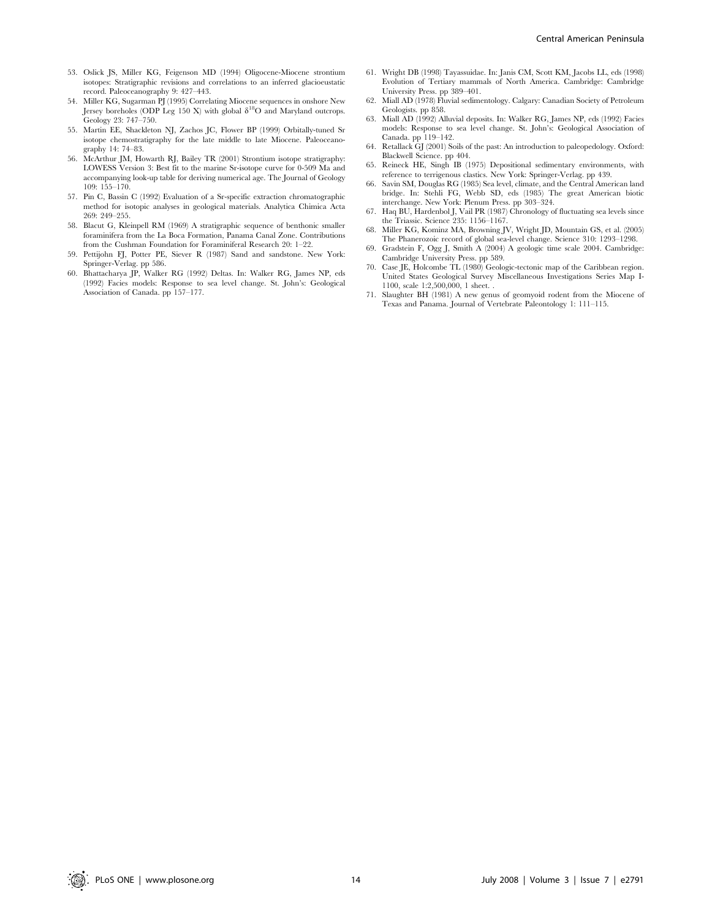53. Oslick JS, Miller KG, Feigenson MD (1994) Oligocene-Miocene strontium isotopes: Stratigraphic revisions and correlations to an inferred glacioeustatic record. Paleoceanography 9: 427–443.
54. Miller KG, Sugarman PJ (1995) Correlating Miocene sequences in onshore New Jersey boreholes (ODP Leg 150 X) with global $\delta^{18}O$ and Maryland outcrops. Geology 23: 747–750.
55. Martin EE, Shackleton NJ, Zachos JC, Flower BP (1999) Orbitally-tuned Sr isotope chemostratigraphy for the late middle to late Miocene. Paleoceanography 14: 74–83.
56. McArthur JM, Howarth RJ, Bailey TR (2001) Strontium isotope stratigraphy: LOWESS Version 3: Best fit to the marine Sr-isotope curve for 0-509 Ma and accompanying look-up table for deriving numerical age. The Journal of Geology 109: 155–170.
57. Pin C, Bassin C (1992) Evaluation of a Sr-specific extraction chromatographic method for isotopic analyses in geological materials. Analytica Chimica Acta 269: 249–255.
58. Blacut G, Kleinpell RM (1969) A stratigraphic sequence of benthonic smaller foraminifera from the La Boca Formation, Panama Canal Zone. Contributions from the Cushman Foundation for Foraminiferal Research 20: 1–22.
59. Pettijohn FJ, Potter PE, Siever R (1987) Sand and sandstone. New York: Springer-Verlag. pp 586.
60. Bhattacharya JP, Walker RG (1992) Deltas. In: Walker RG, James NP, eds (1992) Facies models: Response to sea level change. St. John's: Geological Association of Canada. pp 157–177.
61. Wright DB (1998) Tayassuidae. In: Janis CM, Scott KM, Jacobs LL, eds (1998) Evolution of Tertiary mammals of North America. Cambridge: Cambridge University Press. pp 389–401.
62. Miall AD (1978) Fluvial sedimentology. Calgary: Canadian Society of Petroleum Geologists. pp 858.
63. Miall AD (1992) Alluvial deposits. In: Walker RG, James NP, eds (1992) Facies models: Response to sea level change. St. John's: Geological Association of Canada. pp 119–142.
64. Retallack GJ (2001) Soils of the past: An introduction to paleopedology. Oxford: Blackwell Science. pp 404.
65. Reineck HE, Singh IB (1975) Depositional sedimentary environments, with reference to terrigenous clastics. New York: Springer-Verlag. pp 439.
66. Savin SM, Douglas RG (1985) Sea level, climate, and the Central American land bridge. In: Stehli FG, Webb SD, eds (1985) The great American biotic interchange. New York: Plenum Press. pp 303–324.
67. Haq BU, Hardenbol J, Vail PR (1987) Chronology of fluctuating sea levels since the Triassic. Science 235: 1156–1167.
68. Miller KG, Kominz MA, Browning JV, Wright JD, Mountain GS, et al. (2005) The Phanerozoic record of global sea-level change. Science 310: 1293–1298.
69. Gradstein F, Ogg J, Smith A (2004) A geologic time scale 2004. Cambridge: Cambridge University Press. pp 589.
70. Case JE, Holcombe TL (1980) Geologic-tectonic map of the Caribbean region. United States Geological Survey Miscellaneous Investigations Series Map I-1100, scale 1:2,500,000, 1 sheet. .
71. Slaughter BH (1981) A new genus of geomyoid rodent from the Miocene of Texas and Panama. Journal of Vertebrate Paleontology 1: 111–115.